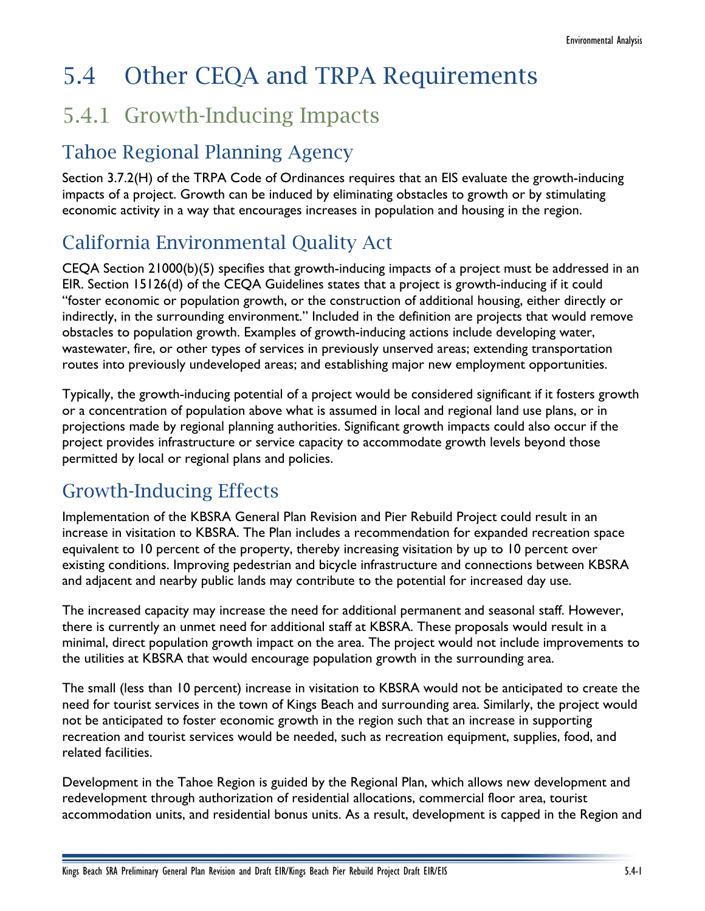# 5.4 Other CEQA and TRPA Requirements

## 5.4.1 Growth-Inducing Impacts

### Tahoe Regional Planning Agency

Section 3.7.2(H) of the TRPA Code of Ordinances requires that an EIS evaluate the growth-inducing impacts of a project. Growth can be induced by eliminating obstacles to growth or by stimulating economic activity in a way that encourages increases in population and housing in the region.

### California Environmental Quality Act

CEQA Section 21000(b)(5) specifies that growth-inducing impacts of a project must be addressed in an EIR. Section 15126(d) of the CEQA Guidelines states that a project is growth-inducing if it could "foster economic or population growth, or the construction of additional housing, either directly or indirectly, in the surrounding environment." Included in the definition are projects that would remove obstacles to population growth. Examples of growth-inducing actions include developing water, wastewater, fire, or other types of services in previously unserved areas; extending transportation routes into previously undeveloped areas; and establishing major new employment opportunities.

Typically, the growth-inducing potential of a project would be considered significant if it fosters growth or a concentration of population above what is assumed in local and regional land use plans, or in projections made by regional planning authorities. Significant growth impacts could also occur if the project provides infrastructure or service capacity to accommodate growth levels beyond those permitted by local or regional plans and policies.

### Growth-Inducing Effects

Implementation of the KBSRA General Plan Revision and Pier Rebuild Project could result in an increase in visitation to KBSRA. The Plan includes a recommendation for expanded recreation space equivalent to 10 percent of the property, thereby increasing visitation by up to 10 percent over existing conditions. Improving pedestrian and bicycle infrastructure and connections between KBSRA and adjacent and nearby public lands may contribute to the potential for increased day use.

The increased capacity may increase the need for additional permanent and seasonal staff. However, there is currently an unmet need for additional staff at KBSRA. These proposals would result in a minimal, direct population growth impact on the area. The project would not include improvements to the utilities at KBSRA that would encourage population growth in the surrounding area.

The small (less than 10 percent) increase in visitation to KBSRA would not be anticipated to create the need for tourist services in the town of Kings Beach and surrounding area. Similarly, the project would not be anticipated to foster economic growth in the region such that an increase in supporting recreation and tourist services would be needed, such as recreation equipment, supplies, food, and related facilities.

Development in the Tahoe Region is guided by the Regional Plan, which allows new development and redevelopment through authorization of residential allocations, commercial floor area, tourist accommodation units, and residential bonus units. As a result, development is capped in the Region and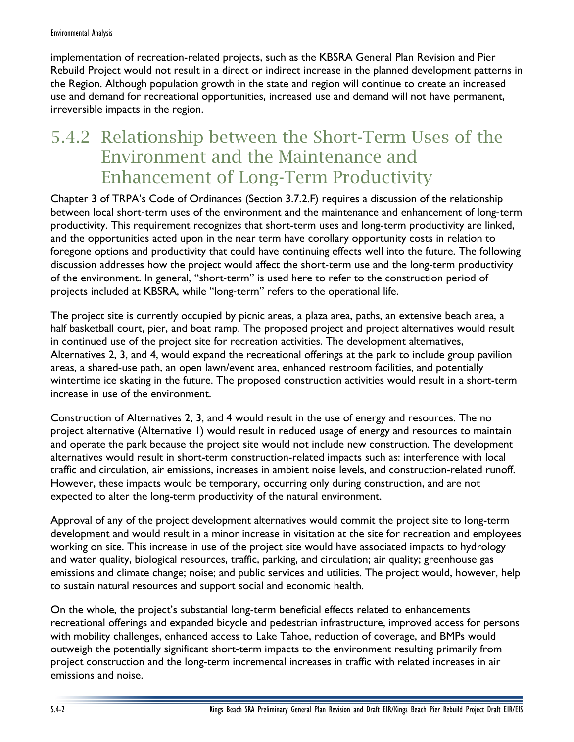implementation of recreation-related projects, such as the KBSRA General Plan Revision and Pier Rebuild Project would not result in a direct or indirect increase in the planned development patterns in the Region. Although population growth in the state and region will continue to create an increased use and demand for recreational opportunities, increased use and demand will not have permanent, irreversible impacts in the region.

## 5.4.2 Relationship between the Short-Term Uses of the Environment and the Maintenance and Enhancement of Long-Term Productivity

Chapter 3 of TRPA's Code of Ordinances (Section 3.7.2.F) requires a discussion of the relationship between local short-term uses of the environment and the maintenance and enhancement of long-term productivity. This requirement recognizes that short-term uses and long-term productivity are linked, and the opportunities acted upon in the near term have corollary opportunity costs in relation to foregone options and productivity that could have continuing effects well into the future. The following discussion addresses how the project would affect the short-term use and the long-term productivity of the environment. In general, "short-term" is used here to refer to the construction period of projects included at KBSRA, while "long-term" refers to the operational life.

The project site is currently occupied by picnic areas, a plaza area, paths, an extensive beach area, a half basketball court, pier, and boat ramp. The proposed project and project alternatives would result in continued use of the project site for recreation activities. The development alternatives, Alternatives 2, 3, and 4, would expand the recreational offerings at the park to include group pavilion areas, a shared-use path, an open lawn/event area, enhanced restroom facilities, and potentially wintertime ice skating in the future. The proposed construction activities would result in a short-term increase in use of the environment.

Construction of Alternatives 2, 3, and 4 would result in the use of energy and resources. The no project alternative (Alternative 1) would result in reduced usage of energy and resources to maintain and operate the park because the project site would not include new construction. The development alternatives would result in short-term construction-related impacts such as: interference with local traffic and circulation, air emissions, increases in ambient noise levels, and construction-related runoff. However, these impacts would be temporary, occurring only during construction, and are not expected to alter the long-term productivity of the natural environment.

Approval of any of the project development alternatives would commit the project site to long-term development and would result in a minor increase in visitation at the site for recreation and employees working on site. This increase in use of the project site would have associated impacts to hydrology and water quality, biological resources, traffic, parking, and circulation; air quality; greenhouse gas emissions and climate change; noise; and public services and utilities. The project would, however, help to sustain natural resources and support social and economic health.

On the whole, the project's substantial long-term beneficial effects related to enhancements recreational offerings and expanded bicycle and pedestrian infrastructure, improved access for persons with mobility challenges, enhanced access to Lake Tahoe, reduction of coverage, and BMPs would outweigh the potentially significant short-term impacts to the environment resulting primarily from project construction and the long-term incremental increases in traffic with related increases in air emissions and noise.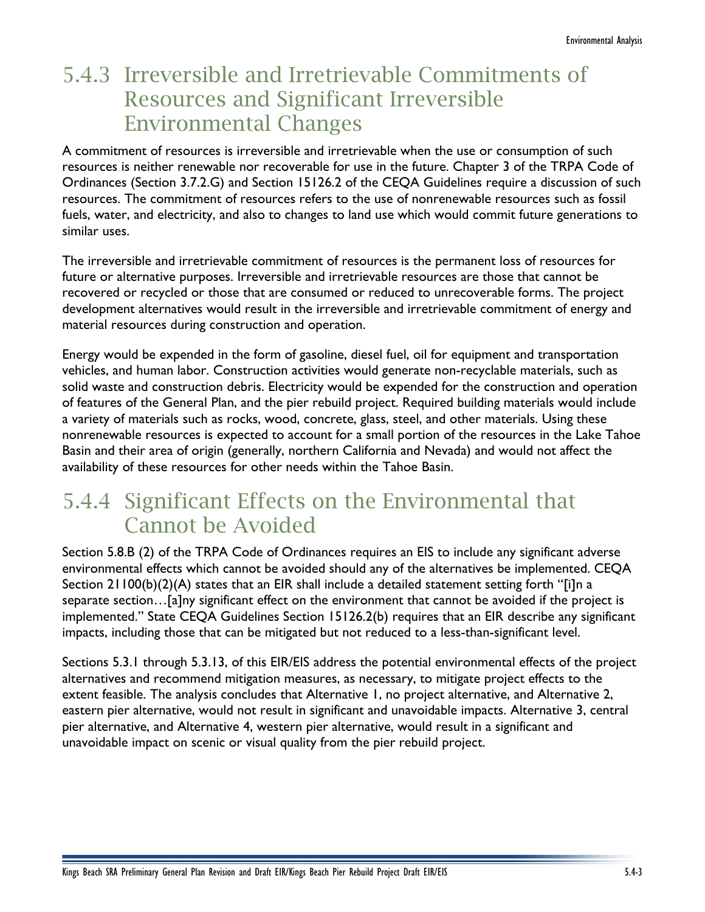## 5.4.3 Irreversible and Irretrievable Commitments of Resources and Significant Irreversible Environmental Changes

A commitment of resources is irreversible and irretrievable when the use or consumption of such resources is neither renewable nor recoverable for use in the future. Chapter 3 of the TRPA Code of Ordinances (Section 3.7.2.G) and Section 15126.2 of the CEQA Guidelines require a discussion of such resources. The commitment of resources refers to the use of nonrenewable resources such as fossil fuels, water, and electricity, and also to changes to land use which would commit future generations to similar uses.

The irreversible and irretrievable commitment of resources is the permanent loss of resources for future or alternative purposes. Irreversible and irretrievable resources are those that cannot be recovered or recycled or those that are consumed or reduced to unrecoverable forms. The project development alternatives would result in the irreversible and irretrievable commitment of energy and material resources during construction and operation.

Energy would be expended in the form of gasoline, diesel fuel, oil for equipment and transportation vehicles, and human labor. Construction activities would generate non-recyclable materials, such as solid waste and construction debris. Electricity would be expended for the construction and operation of features of the General Plan, and the pier rebuild project. Required building materials would include a variety of materials such as rocks, wood, concrete, glass, steel, and other materials. Using these nonrenewable resources is expected to account for a small portion of the resources in the Lake Tahoe Basin and their area of origin (generally, northern California and Nevada) and would not affect the availability of these resources for other needs within the Tahoe Basin.

## 5.4.4 Significant Effects on the Environmental that Cannot be Avoided

Section 5.8.B (2) of the TRPA Code of Ordinances requires an EIS to include any significant adverse environmental effects which cannot be avoided should any of the alternatives be implemented. CEQA Section 21100(b)(2)(A) states that an EIR shall include a detailed statement setting forth "[i]n a separate section…[a]ny significant effect on the environment that cannot be avoided if the project is implemented." State CEQA Guidelines Section 15126.2(b) requires that an EIR describe any significant impacts, including those that can be mitigated but not reduced to a less-than-significant level.

Sections 5.3.1 through 5.3.13, of this EIR/EIS address the potential environmental effects of the project alternatives and recommend mitigation measures, as necessary, to mitigate project effects to the extent feasible. The analysis concludes that Alternative 1, no project alternative, and Alternative 2, eastern pier alternative, would not result in significant and unavoidable impacts. Alternative 3, central pier alternative, and Alternative 4, western pier alternative, would result in a significant and unavoidable impact on scenic or visual quality from the pier rebuild project.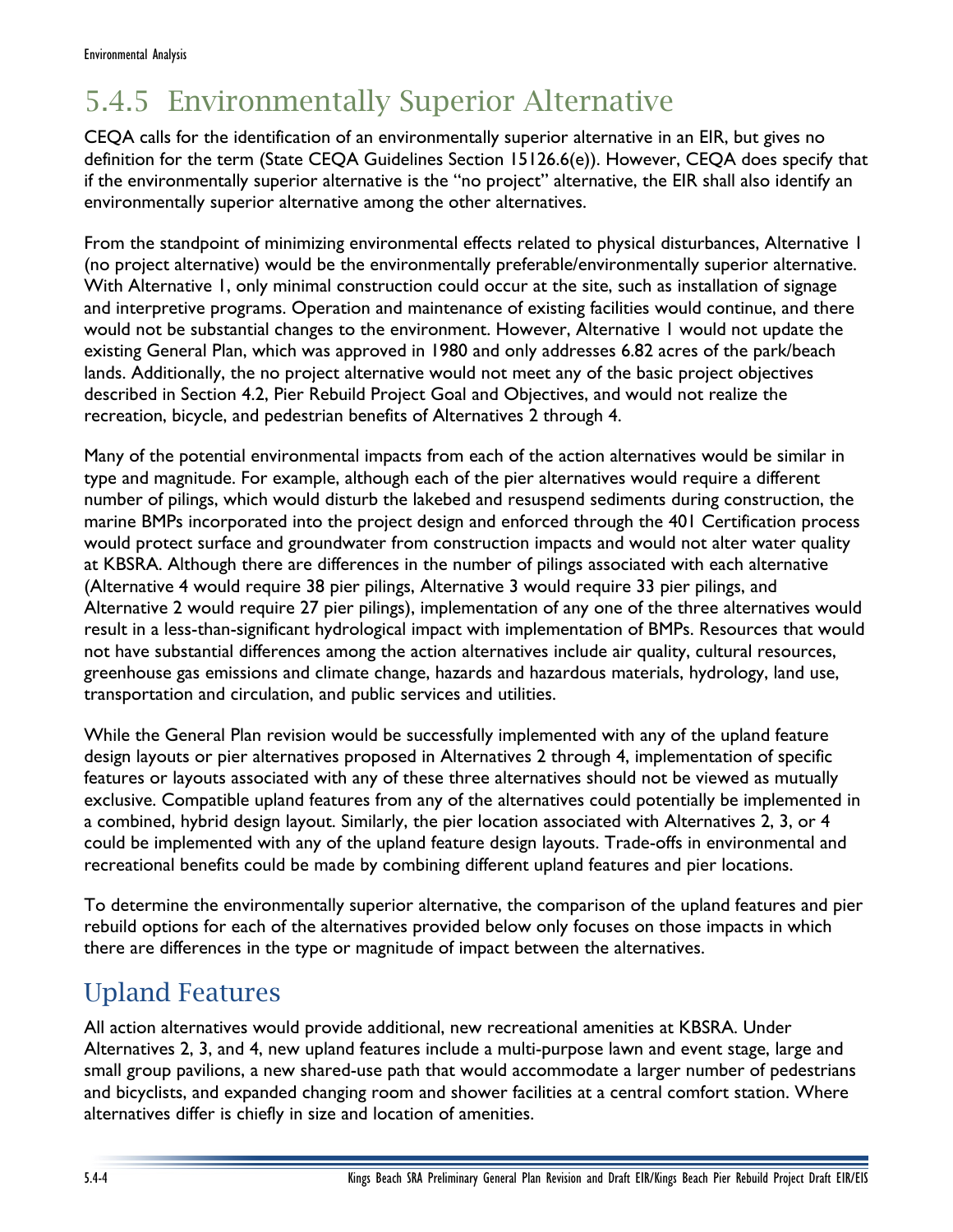## 5.4.5 Environmentally Superior Alternative

CEQA calls for the identification of an environmentally superior alternative in an EIR, but gives no definition for the term (State CEQA Guidelines Section 15126.6(e)). However, CEQA does specify that if the environmentally superior alternative is the "no project" alternative, the EIR shall also identify an environmentally superior alternative among the other alternatives.

From the standpoint of minimizing environmental effects related to physical disturbances, Alternative 1 (no project alternative) would be the environmentally preferable/environmentally superior alternative. With Alternative 1, only minimal construction could occur at the site, such as installation of signage and interpretive programs. Operation and maintenance of existing facilities would continue, and there would not be substantial changes to the environment. However, Alternative 1 would not update the existing General Plan, which was approved in 1980 and only addresses 6.82 acres of the park/beach lands. Additionally, the no project alternative would not meet any of the basic project objectives described in Section 4.2, Pier Rebuild Project Goal and Objectives, and would not realize the recreation, bicycle, and pedestrian benefits of Alternatives 2 through 4.

Many of the potential environmental impacts from each of the action alternatives would be similar in type and magnitude. For example, although each of the pier alternatives would require a different number of pilings, which would disturb the lakebed and resuspend sediments during construction, the marine BMPs incorporated into the project design and enforced through the 401 Certification process would protect surface and groundwater from construction impacts and would not alter water quality at KBSRA. Although there are differences in the number of pilings associated with each alternative (Alternative 4 would require 38 pier pilings, Alternative 3 would require 33 pier pilings, and Alternative 2 would require 27 pier pilings), implementation of any one of the three alternatives would result in a less-than-significant hydrological impact with implementation of BMPs. Resources that would not have substantial differences among the action alternatives include air quality, cultural resources, greenhouse gas emissions and climate change, hazards and hazardous materials, hydrology, land use, transportation and circulation, and public services and utilities.

While the General Plan revision would be successfully implemented with any of the upland feature design layouts or pier alternatives proposed in Alternatives 2 through 4, implementation of specific features or layouts associated with any of these three alternatives should not be viewed as mutually exclusive. Compatible upland features from any of the alternatives could potentially be implemented in a combined, hybrid design layout. Similarly, the pier location associated with Alternatives 2, 3, or 4 could be implemented with any of the upland feature design layouts. Trade-offs in environmental and recreational benefits could be made by combining different upland features and pier locations.

To determine the environmentally superior alternative, the comparison of the upland features and pier rebuild options for each of the alternatives provided below only focuses on those impacts in which there are differences in the type or magnitude of impact between the alternatives.

### Upland Features

All action alternatives would provide additional, new recreational amenities at KBSRA. Under Alternatives 2, 3, and 4, new upland features include a multi-purpose lawn and event stage, large and small group pavilions, a new shared-use path that would accommodate a larger number of pedestrians and bicyclists, and expanded changing room and shower facilities at a central comfort station. Where alternatives differ is chiefly in size and location of amenities.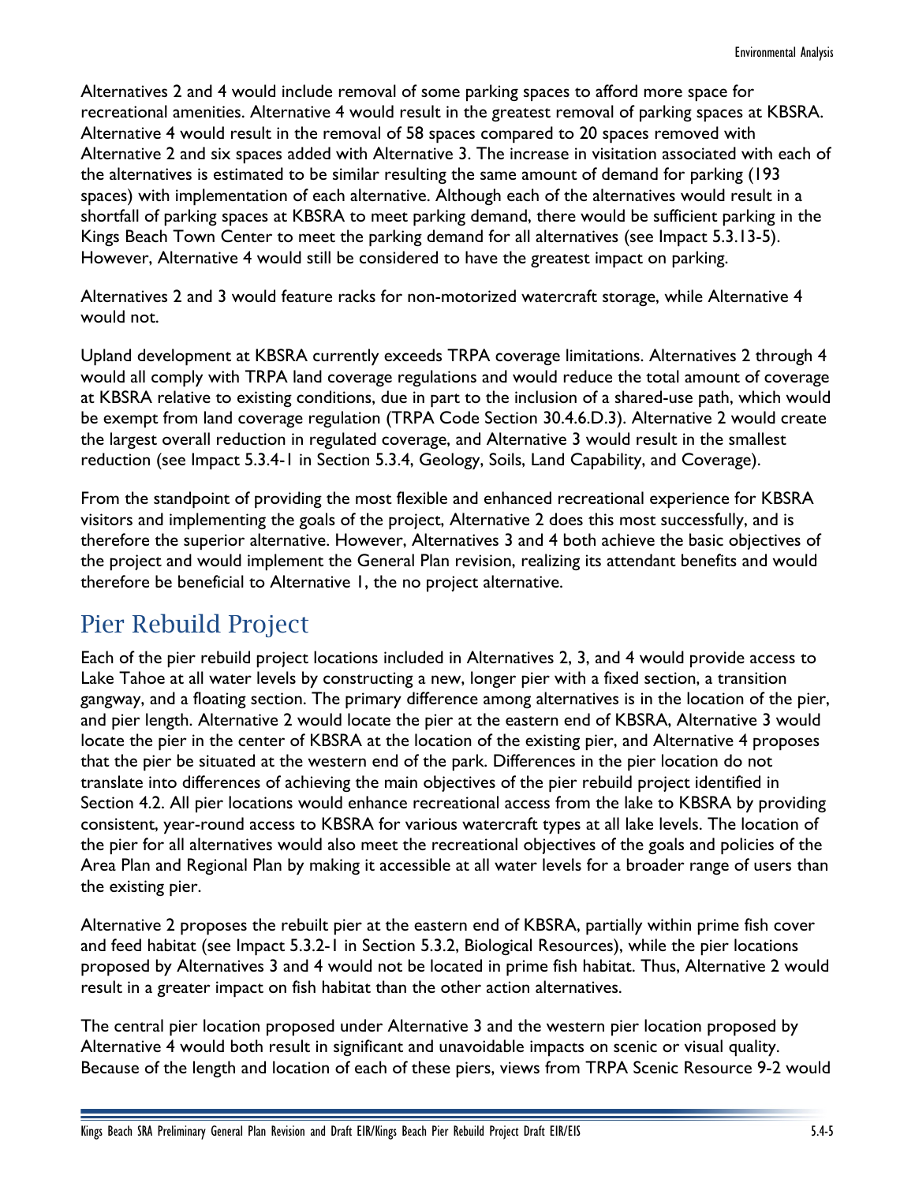Alternatives 2 and 4 would include removal of some parking spaces to afford more space for recreational amenities. Alternative 4 would result in the greatest removal of parking spaces at KBSRA. Alternative 4 would result in the removal of 58 spaces compared to 20 spaces removed with Alternative 2 and six spaces added with Alternative 3. The increase in visitation associated with each of the alternatives is estimated to be similar resulting the same amount of demand for parking (193 spaces) with implementation of each alternative. Although each of the alternatives would result in a shortfall of parking spaces at KBSRA to meet parking demand, there would be sufficient parking in the Kings Beach Town Center to meet the parking demand for all alternatives (see Impact 5.3.13-5). However, Alternative 4 would still be considered to have the greatest impact on parking.

Alternatives 2 and 3 would feature racks for non-motorized watercraft storage, while Alternative 4 would not.

Upland development at KBSRA currently exceeds TRPA coverage limitations. Alternatives 2 through 4 would all comply with TRPA land coverage regulations and would reduce the total amount of coverage at KBSRA relative to existing conditions, due in part to the inclusion of a shared-use path, which would be exempt from land coverage regulation (TRPA Code Section 30.4.6.D.3). Alternative 2 would create the largest overall reduction in regulated coverage, and Alternative 3 would result in the smallest reduction (see Impact 5.3.4-1 in Section 5.3.4, Geology, Soils, Land Capability, and Coverage).

From the standpoint of providing the most flexible and enhanced recreational experience for KBSRA visitors and implementing the goals of the project, Alternative 2 does this most successfully, and is therefore the superior alternative. However, Alternatives 3 and 4 both achieve the basic objectives of the project and would implement the General Plan revision, realizing its attendant benefits and would therefore be beneficial to Alternative 1, the no project alternative.

## Pier Rebuild Project

Each of the pier rebuild project locations included in Alternatives 2, 3, and 4 would provide access to Lake Tahoe at all water levels by constructing a new, longer pier with a fixed section, a transition gangway, and a floating section. The primary difference among alternatives is in the location of the pier, and pier length. Alternative 2 would locate the pier at the eastern end of KBSRA, Alternative 3 would locate the pier in the center of KBSRA at the location of the existing pier, and Alternative 4 proposes that the pier be situated at the western end of the park. Differences in the pier location do not translate into differences of achieving the main objectives of the pier rebuild project identified in Section 4.2. All pier locations would enhance recreational access from the lake to KBSRA by providing consistent, year-round access to KBSRA for various watercraft types at all lake levels. The location of the pier for all alternatives would also meet the recreational objectives of the goals and policies of the Area Plan and Regional Plan by making it accessible at all water levels for a broader range of users than the existing pier.

Alternative 2 proposes the rebuilt pier at the eastern end of KBSRA, partially within prime fish cover and feed habitat (see Impact 5.3.2-1 in Section 5.3.2, Biological Resources), while the pier locations proposed by Alternatives 3 and 4 would not be located in prime fish habitat. Thus, Alternative 2 would result in a greater impact on fish habitat than the other action alternatives.

The central pier location proposed under Alternative 3 and the western pier location proposed by Alternative 4 would both result in significant and unavoidable impacts on scenic or visual quality. Because of the length and location of each of these piers, views from TRPA Scenic Resource 9-2 would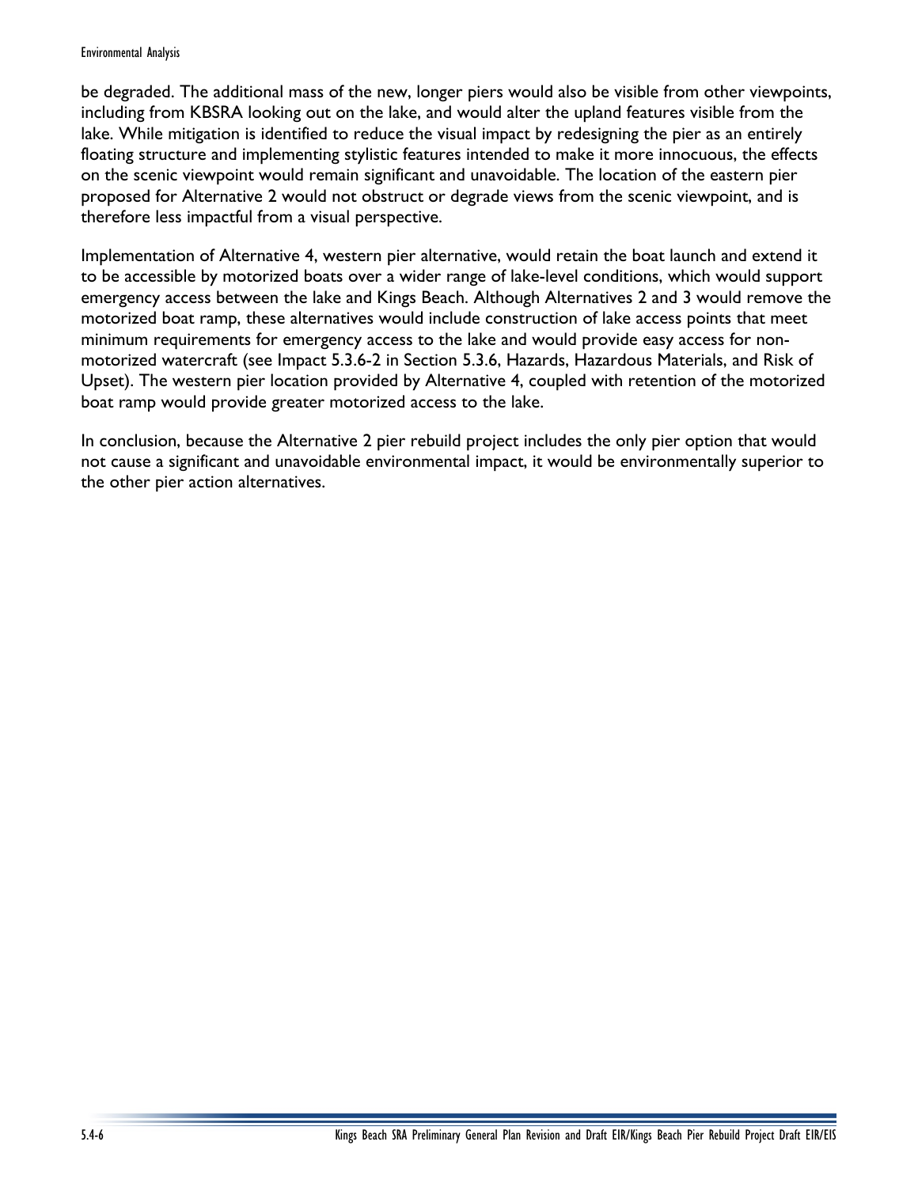be degraded. The additional mass of the new, longer piers would also be visible from other viewpoints, including from KBSRA looking out on the lake, and would alter the upland features visible from the lake. While mitigation is identified to reduce the visual impact by redesigning the pier as an entirely floating structure and implementing stylistic features intended to make it more innocuous, the effects on the scenic viewpoint would remain significant and unavoidable. The location of the eastern pier proposed for Alternative 2 would not obstruct or degrade views from the scenic viewpoint, and is therefore less impactful from a visual perspective.

Implementation of Alternative 4, western pier alternative, would retain the boat launch and extend it to be accessible by motorized boats over a wider range of lake-level conditions, which would support emergency access between the lake and Kings Beach. Although Alternatives 2 and 3 would remove the motorized boat ramp, these alternatives would include construction of lake access points that meet minimum requirements for emergency access to the lake and would provide easy access for non-motorized watercraft (see Impact 5.3.6-2 in Section 5.3.6, Hazards, Hazardous Materials, and Risk of Upset). The western pier location provided by Alternative 4, coupled with retention of the motorized boat ramp would provide greater motorized access to the lake.

In conclusion, because the Alternative 2 pier rebuild project includes the only pier option that would not cause a significant and unavoidable environmental impact, it would be environmentally superior to the other pier action alternatives.